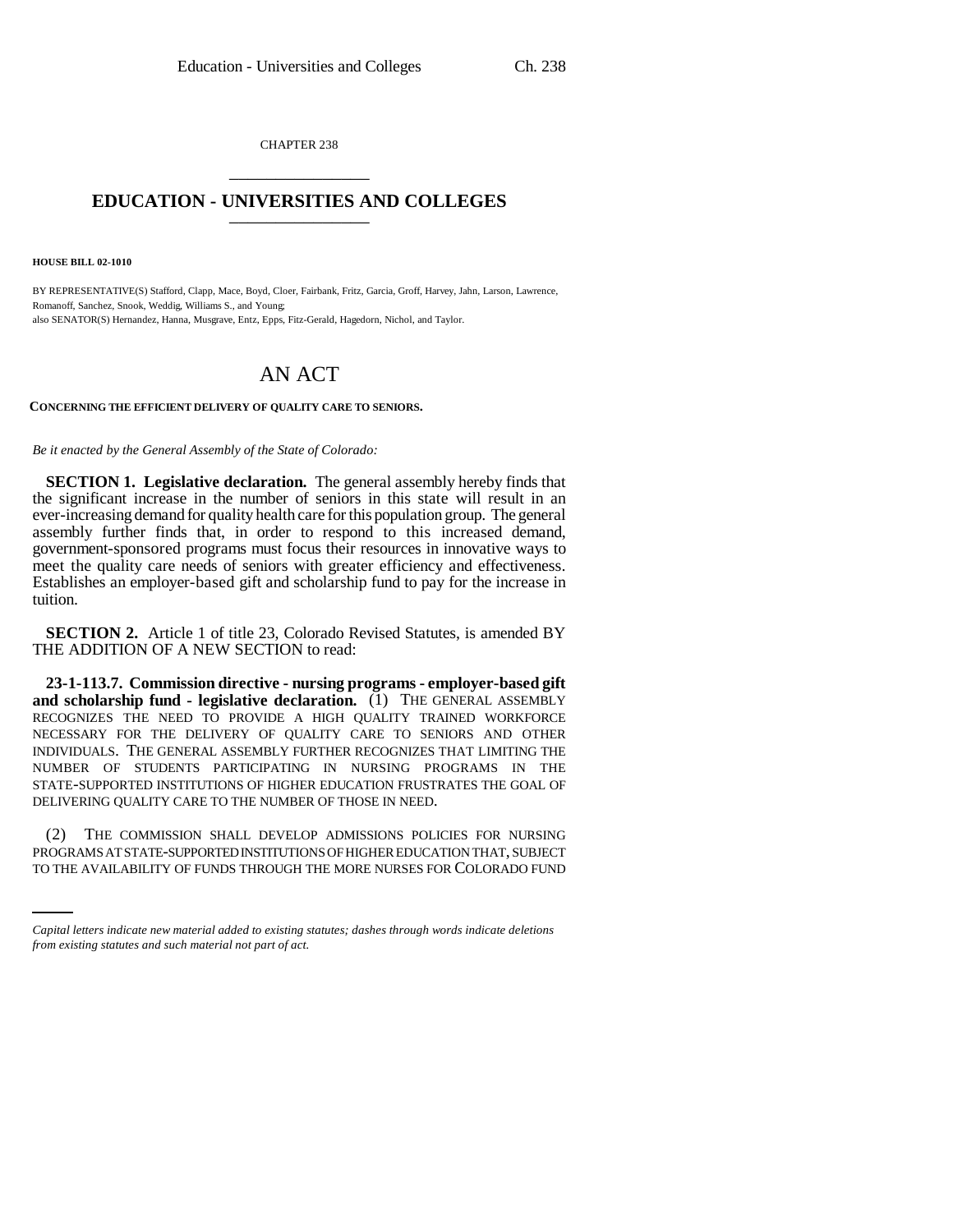CHAPTER 238

# EDUCATION - UNIVERSITIES AND COLLEGES

**HOUSE BILL 02-1010**

BY REPRESENTATIVE(S) Stafford, Clapp, Mace, Boyd, Cloer, Fairbank, Fritz, Garcia, Groff, Harvey, Jahn, Larson, Lawrence, Romanoff, Sanchez, Snook, Weddig, Williams S., and Young;
also SENATOR(S) Hernandez, Hanna, Musgrave, Entz, Epps, Fitz-Gerald, Hagedorn, Nichol, and Taylor.

# AN ACT

**CONCERNING THE EFFICIENT DELIVERY OF QUALITY CARE TO SENIORS.**

*Be it enacted by the General Assembly of the State of Colorado:*

**SECTION 1. Legislative declaration.** The general assembly hereby finds that the significant increase in the number of seniors in this state will result in an ever-increasing demand for quality health care for this population group. The general assembly further finds that, in order to respond to this increased demand, government-sponsored programs must focus their resources in innovative ways to meet the quality care needs of seniors with greater efficiency and effectiveness. Establishes an employer-based gift and scholarship fund to pay for the increase in tuition.

**SECTION 2.** Article 1 of title 23, Colorado Revised Statutes, is amended BY THE ADDITION OF A NEW SECTION to read:

**23-1-113.7. Commission directive - nursing programs - employer-based gift and scholarship fund - legislative declaration.** (1) THE GENERAL ASSEMBLY RECOGNIZES THE NEED TO PROVIDE A HIGH QUALITY TRAINED WORKFORCE NECESSARY FOR THE DELIVERY OF QUALITY CARE TO SENIORS AND OTHER INDIVIDUALS. THE GENERAL ASSEMBLY FURTHER RECOGNIZES THAT LIMITING THE NUMBER OF STUDENTS PARTICIPATING IN NURSING PROGRAMS IN THE STATE-SUPPORTED INSTITUTIONS OF HIGHER EDUCATION FRUSTRATES THE GOAL OF DELIVERING QUALITY CARE TO THE NUMBER OF THOSE IN NEED.

(2) THE COMMISSION SHALL DEVELOP ADMISSIONS POLICIES FOR NURSING PROGRAMS AT STATE-SUPPORTED INSTITUTIONS OF HIGHER EDUCATION THAT, SUBJECT TO THE AVAILABILITY OF FUNDS THROUGH THE MORE NURSES FOR COLORADO FUND

*Capital letters indicate new material added to existing statutes; dashes through words indicate deletions from existing statutes and such material not part of act.*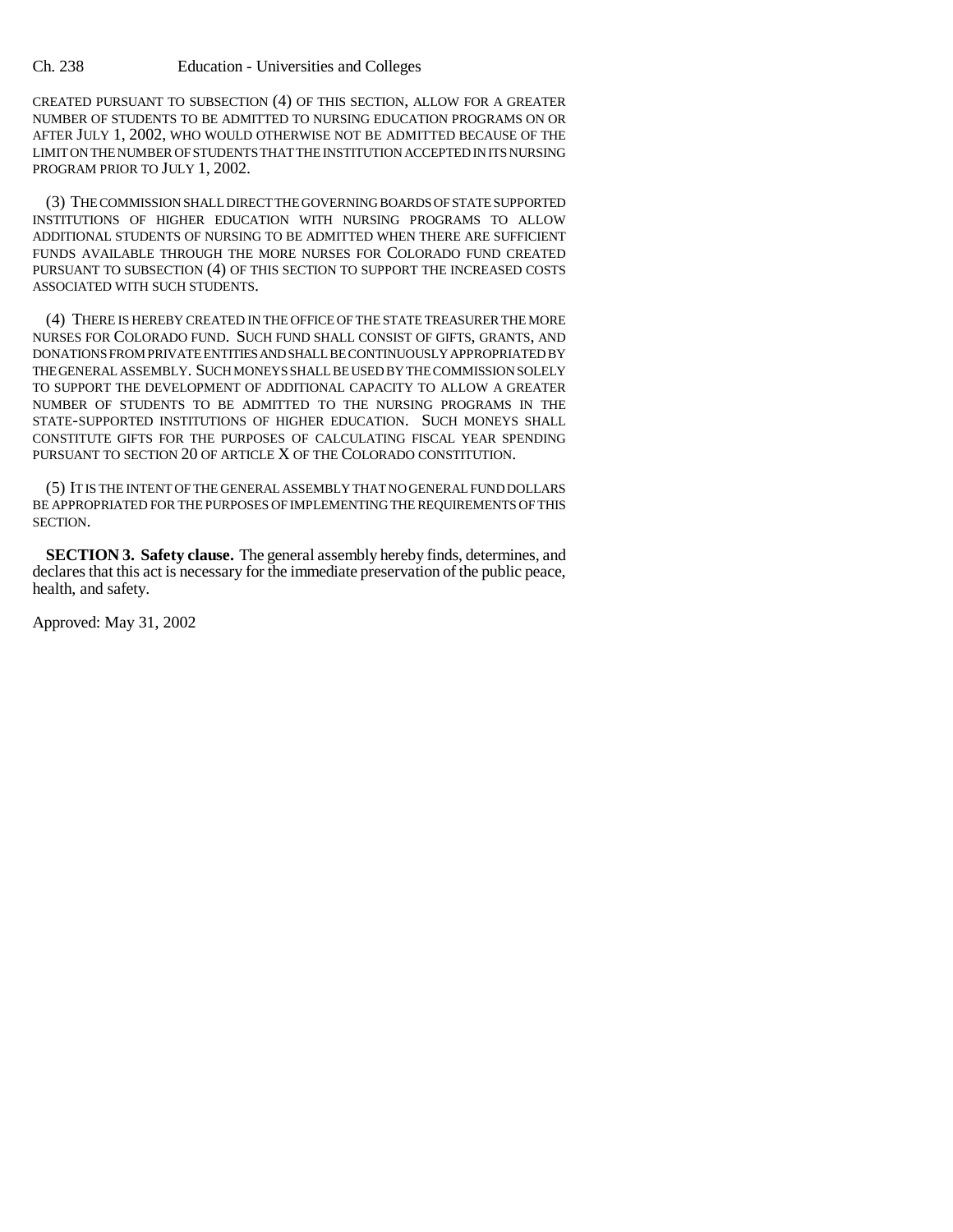CREATED PURSUANT TO SUBSECTION (4) OF THIS SECTION, ALLOW FOR A GREATER NUMBER OF STUDENTS TO BE ADMITTED TO NURSING EDUCATION PROGRAMS ON OR AFTER JULY 1, 2002, WHO WOULD OTHERWISE NOT BE ADMITTED BECAUSE OF THE LIMIT ON THE NUMBER OF STUDENTS THAT THE INSTITUTION ACCEPTED IN ITS NURSING PROGRAM PRIOR TO JULY 1, 2002.

(3) THE COMMISSION SHALL DIRECT THE GOVERNING BOARDS OF STATE SUPPORTED INSTITUTIONS OF HIGHER EDUCATION WITH NURSING PROGRAMS TO ALLOW ADDITIONAL STUDENTS OF NURSING TO BE ADMITTED WHEN THERE ARE SUFFICIENT FUNDS AVAILABLE THROUGH THE MORE NURSES FOR COLORADO FUND CREATED PURSUANT TO SUBSECTION (4) OF THIS SECTION TO SUPPORT THE INCREASED COSTS ASSOCIATED WITH SUCH STUDENTS.

(4) THERE IS HEREBY CREATED IN THE OFFICE OF THE STATE TREASURER THE MORE NURSES FOR COLORADO FUND. SUCH FUND SHALL CONSIST OF GIFTS, GRANTS, AND DONATIONS FROM PRIVATE ENTITIES AND SHALL BE CONTINUOUSLY APPROPRIATED BY THE GENERAL ASSEMBLY. SUCH MONEYS SHALL BE USED BY THE COMMISSION SOLELY TO SUPPORT THE DEVELOPMENT OF ADDITIONAL CAPACITY TO ALLOW A GREATER NUMBER OF STUDENTS TO BE ADMITTED TO THE NURSING PROGRAMS IN THE STATE-SUPPORTED INSTITUTIONS OF HIGHER EDUCATION. SUCH MONEYS SHALL CONSTITUTE GIFTS FOR THE PURPOSES OF CALCULATING FISCAL YEAR SPENDING PURSUANT TO SECTION 20 OF ARTICLE X OF THE COLORADO CONSTITUTION.

(5) IT IS THE INTENT OF THE GENERAL ASSEMBLY THAT NO GENERAL FUND DOLLARS BE APPROPRIATED FOR THE PURPOSES OF IMPLEMENTING THE REQUIREMENTS OF THIS SECTION.

**SECTION 3. Safety clause.** The general assembly hereby finds, determines, and declares that this act is necessary for the immediate preservation of the public peace, health, and safety.

Approved: May 31, 2002